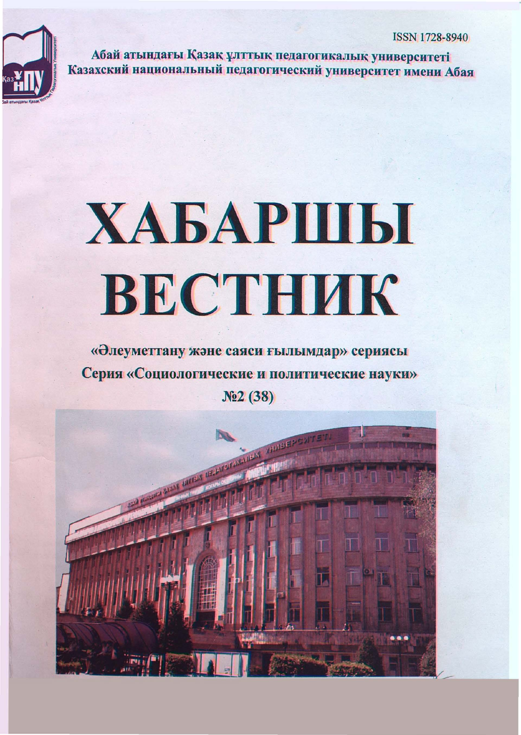ISSN 1728-8940

Абай атындағы Қазақ ұлттық педагогикалық университеті
Казахский национальный педагогический университет имени Абая

# ХАБАРШЫ
# ВЕСТНИК

**«Әлеуметтану және саяси ғылымдар» сериясы**

**Серия «Социологические и политические науки»**

**№2 (38)**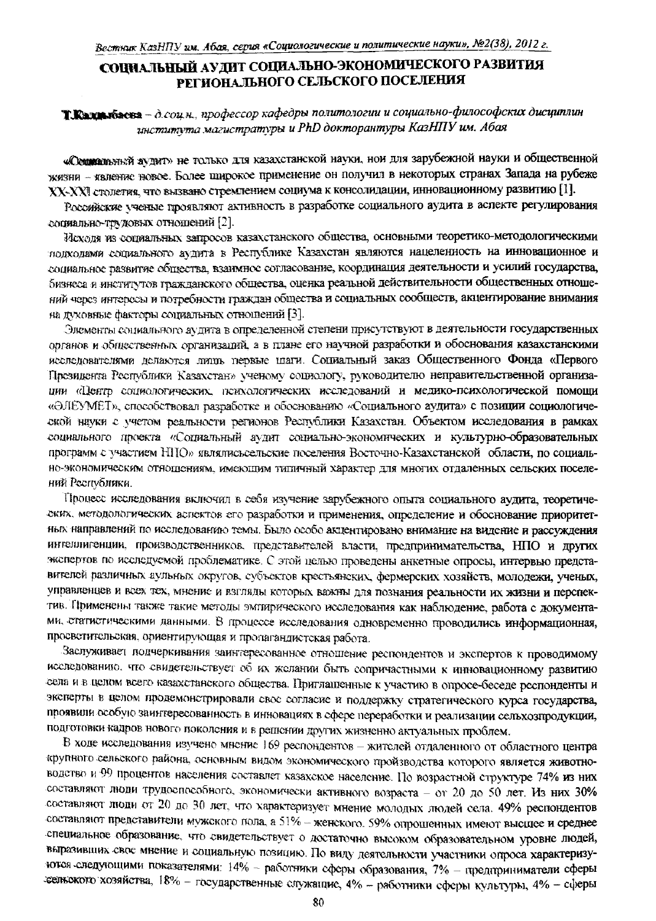# СОЦИАЛЬНЫЙ АУДИТ СОЦИАЛЬНО-ЭКОНОМИЧЕСКОГО РАЗВИТИЯ РЕГИОНАЛЬНОГО СЕЛЬСКОГО ПОСЕЛЕНИЯ

**Т.Кадырбаева** – *д.соц.н., профессор кафедры политологии и социально-философских дисциплин института магистратуры и PhD докторантуры КазНПУ им. Абая*

«Социальный аудит» не только для казахстанской науки, нои для зарубежной науки и общественной жизни – явление новое. Более широкое применение он получил в некоторых странах Запада на рубеже XX-XXI столетия, что вызвано стремлением социума к консолидации, инновационному развитию [1].

Российские ученые проявляют активность в разработке социального аудита в аспекте регулирования социально-трудовых отношений [2].

Исходя из социальных запросов казахстанского общества, основными теоретико-методологическими подходами социального аудита в Республике Казахстан являются нацеленность на инновационное и социальное развитие общества, взаимное согласование, координация деятельности и усилий государства, бизнеса и институтов гражданского общества, оценка реальной действительности общественных отношений через интересы и потребности граждан общества и социальных сообществ, акцентирование внимания на духовные факторы социальных отношений [3].

Элементы социального аудита в определенной степени присутствуют в деятельности государственных органов и общественных организаций, а в плане его научной разработки и обоснования казахстанскими исследователями делаются лишь первые шаги. Социальный заказ Общественного Фонда «Первого Президента Республики Казахстан» ученому социологу, руководителю неправительственной организации «Центр социологических, психологических исследований и медико-психологической помощи «ӘЛЕУМЕТ», способствовал разработке и обоснованию «Социального аудита» с позиции социологической науки с учетом реальности регионов Республики Казахстан. Объектом исследования в рамках социального проекта «Социальный аудит социально-экономических и культурно-образовательных программ с участием НПО» являлисьсельские поселения Восточно-Казахстанской области, по социально-экономическим отношениям, имеющим типичный характер для многих отдаленных сельских поселений Республики.

Процесс исследования включил в себя изучение зарубежного опыта социального аудита, теоретических, методологических аспектов его разработки и применения, определение и обоснование приоритетных направлений по исследованию темы. Было особо акцентировано внимание на видение и рассуждения интеллигенции, производственников, представителей власти, предпринимательства, НПО и других экспертов по исследуемой проблематике. С этой целью проведены анкетные опросы, интервью представителей различных аульных округов, субъектов крестьянских, фермерских хозяйств, молодежи, ученых, управленцев и всех тех, мнение и взгляды которых важны для познания реальности их жизни и перспектив. Применены также такие методы эмпирического исследования как наблюдение, работа с документами, статистическими данными. В процессе исследования одновременно проводились информационная, просветительская, ориентирующая и пропагандистская работа.

Заслуживает подчеркивания заинтересованное отношение респондентов и экспертов к проводимому исследованию, что свидетельствует об их желании быть сопричастными к инновационному развитию села и в целом всего казахстанского общества. Приглашенные к участию в опросе-беседе респонденты и эксперты в целом продемонстрировали свое согласие и поддержку стратегического курса государства, проявили особую заинтересованность в инновациях в сфере переработки и реализации сельхозпродукции, подготовки кадров нового поколения и в решении других жизненно актуальных проблем.

В ходе исследования изучено мнение 169 респондентов – жителей отдаленного от областного центра крупного сельского района, основным видом экономического производства которого является животноводство и 99 процентов населения составлет казахское население. По возрастной структуре 74% из них составляют люди трудоспособного, экономически активного возраста – от 20 до 50 лет. Из них 30% составляют люди от 20 до 30 лет, что характеризует мнение молодых людей села. 49% респондентов составляют представители мужского пола, а 51% – женского. 59% опрошенных имеют высшее и среднее специальное образование, что свидетельствует о достаточно высоком образовательном уровне людей, выразивших свое мнение и социальную позицию. По виду деятельности участники опроса характеризуются следующими показателями: 14% – работники сферы образования, 7% – предприниматели сферы сельского хозяйства, 18% – государственные служащие, 4% – работники сферы культуры, 4% – сферы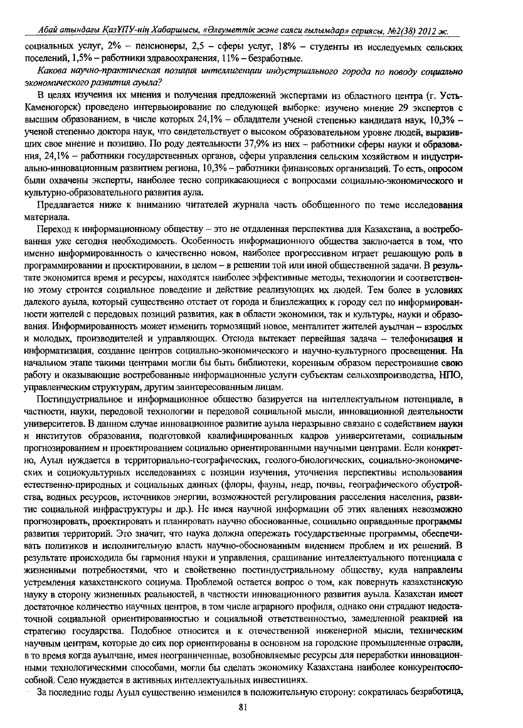социальных услуг, 2% – пенсионеры, 2,5 – сферы услуг, 18% – студенты из исследуемых сельских поселений, 1,5% – работники здравоохранения, 11% – безработные.

*Какова научно-практическая позиция интеллигенции индустриального города по поводу социально экономического развития ауыла?*

В целях изучения их мнения и получения предложений экспертами из областного центра (г. Усть-Каменогорск) проведено интервьюирование по следующей выборке: изучено мнение 29 экспертов с высшим образованием, в числе которых 24,1% – обладатели ученой степенью кандидата наук, 10,3% – ученой степенью доктора наук, что свидетельствует о высоком образовательном уровне людей, выразивших свое мнение и позицию. По роду деятельности 37,9% из них – работники сферы науки и образования, 24,1% – работники государственных органов, сферы управления сельским хозяйством и индустриально-инновационным развитием региона, 10,3% – работники финансовых организаций. То есть, опросом были охвачены эксперты, наиболее тесно соприкасающиеся с вопросами социально-экономического и культурно-образовательного развития аула.

Предлагается ниже к вниманию читателей журнала часть обобщенного по теме исследования материала.

Переход к информационному обществу – это не отдаленная перспектива для Казахстана, а востребованная уже сегодня необходимость. Особенность информационного общества заключается в том, что именно информированность о качественно новом, наиболее прогрессивном играет решающую роль в программировании и проектировании, в целом – в решении той или иной общественной задачи. В результате экономится время и ресурсы, находятся наиболее эффективные методы, технологии и соответственно этому строится социальное поведение и действие реализующих их людей. Тем более в условиях далекого ауыла, который существенно отстает от города и близлежащих к городу сел по информированности жителей с передовых позиций развития, как в области экономики, так и культуры, науки и образования. Информированность может изменить тормозящий новое, менталитет жителей ауылчан – взрослых и молодых, производителей и управляющих. Отсюда вытекает первейшая задача – телефонизация и информатизация, создание центров социально-экономического и научно-культурного просвещения. На начальном этапе такими центрами могли бы быть библиотеки, коренным образом перестроившие свою работу и оказывающие востребованные информационные услуги субъектам сельхозпроизводства, НПО, управленческим структурам, другим заинтересованным лицам.

Постиндустриальное и информационное общество базируется на интеллектуальном потенциале, в частности, науки, передовой технологии и передовой социальной мысли, инновационной деятельности университетов. В данном случае инновационное развитие ауыла неразрывно связано с содействием науки и институтов образования, подготовкой квалифицированных кадров университетами, социальным прогнозированием и проектированием социально ориентированными научными центрами. Если конкретно, Ауыл нуждается в территориально-географических, геолого-биологических, социально-экономических и социокультурных исследованиях с позиции изучения, уточнения перспективы использования естественно-природных и социальных данных (флоры, фауны, недр, почвы, географического обустройства, водных ресурсов, источников энергии, возможностей регулирования расселения населения, развитие социальной инфраструктуры и др.). Не имея научной информации об этих явлениях невозможно прогнозировать, проектировать и планировать научно обоснованные, социально оправданные программы развития территорий. Это значит, что наука должна опережать государственные программы, обеспечивать политиков и исполнительную власть научно-обоснованным видением проблем и их решений. В результате происходила бы гармония науки и управления, сращивание интеллектуального потенциала с жизненными потребностями, что и свойственно постиндустриальному обществу, куда направлены устремления казахстанского социума. Проблемой остается вопрос о том, как повернуть казахстанскую науку в сторону жизненных реальностей, в частности инновационного развития ауыла. Казахстан имеет достаточное количество научных центров, в том числе аграрного профиля, однако они страдают недостаточной социальной ориентированностью и социальной ответственностью, замедленной реакцией на стратегию государства. Подобное относится и к отечественной инженерной мысли, техническим научным центрам, которые до сих пор ориентированы в основном на городские промышленные отрасли, в то время когда ауылчане, имея неограниченные, возобновляемые ресурсы для переработки инновационными технологическими способами, могли бы сделать экономику Казахстана наиболее конкурентоспособной. Село нуждается в активных интеллектуальных инвестициях.

За последние годы Ауыл существенно изменился в положительную сторону: сократилась безработица,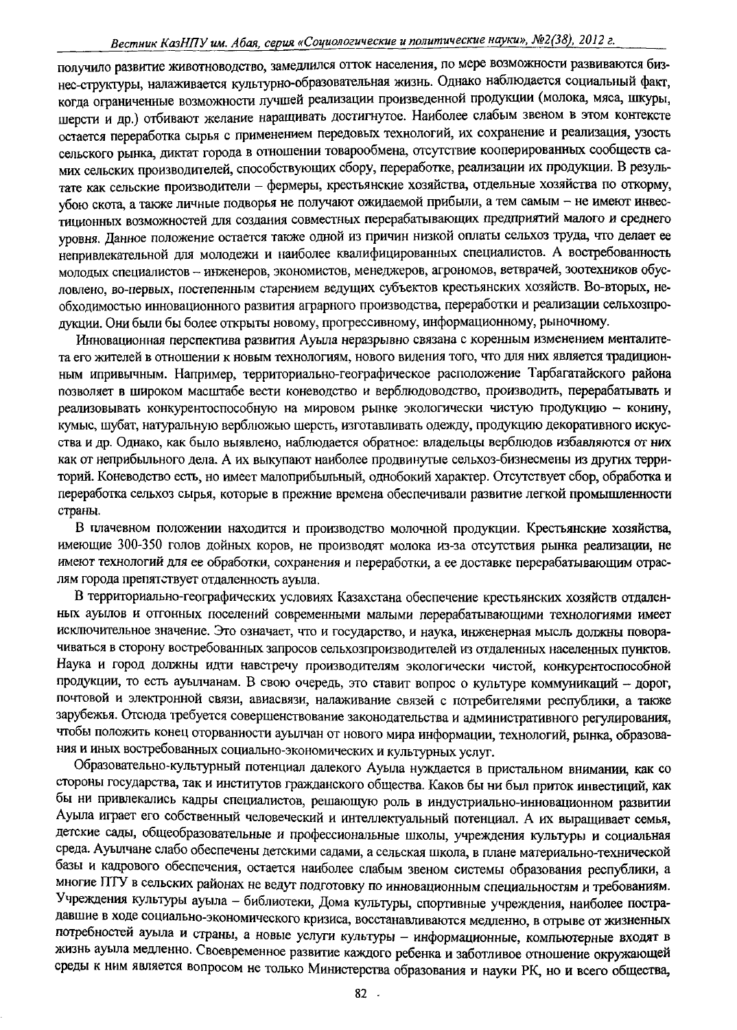получило развитие животноводство, замедлился отток населения, по мере возможности развиваются бизнес-структуры, налаживается культурно-образовательная жизнь. Однако наблюдается социальный факт, когда ограниченные возможности лучшей реализации произведенной продукции (молока, мяса, шкуры, шерсти и др.) отбивают желание наращивать достигнутое. Наиболее слабым звеном в этом контексте остается переработка сырья с применением передовых технологий, их сохранение и реализация, узость сельского рынка, диктат города в отношении товарообмена, отсутствие кооперированных сообществ самих сельских производителей, способствующих сбору, переработке, реализации их продукции. В результате как сельские производители – фермеры, крестьянские хозяйства, отдельные хозяйства по откорму, убою скота, а также личные подворья не получают ожидаемой прибыли, а тем самым – не имеют инвестиционных возможностей для создания совместных перерабатывающих предприятий малого и среднего уровня. Данное положение остается также одной из причин низкой оплаты сельхоз труда, что делает ее непривлекательной для молодежи и наиболее квалифицированных специалистов. А востребованность молодых специалистов – инженеров, экономистов, менеджеров, агрономов, ветврачей, зоотехников обусловлено, во-первых, постепенным старением ведущих субъектов крестьянских хозяйств. Во-вторых, необходимостью инновационного развития аграрного производства, переработки и реализации сельхозпродукции. Они были бы более открыты новому, прогрессивному, информационному, рыночному.

Инновационная перспектива развития Ауыла неразрывно связана с коренным изменением менталитета его жителей в отношении к новым технологиям, нового видения того, что для них является традиционным ипривычным. Например, территориально-географическое расположение Тарбагатайского района позволяет в широком масштабе вести коневодство и верблюдоводство, производить, перерабатывать и реализовывать конкурентоспособную на мировом рынке экологически чистую продукцию – конину, кумыс, шубат, натуральную верблюжью шерсть, изготавливать одежду, продукцию декоративного искусства и др. Однако, как было выявлено, наблюдается обратное: владельцы верблюдов избавляются от них как от неприбыльного дела. А их выкупают наиболее продвинутые сельхоз-бизнесмены из других территорий. Коневодство есть, но имеет малоприбыльный, однобокий характер. Отсутствует сбор, обработка и переработка сельхоз сырья, которые в прежние времена обеспечивали развитие легкой промышленности страны.

В плачевном положении находится и производство молочной продукции. Крестьянские хозяйства, имеющие 300-350 голов дойных коров, не производят молока из-за отсутствия рынка реализации, не имеют технологий для ее обработки, сохранения и переработки, а ее доставке перерабатывающим отраслям города препятствует отдаленность ауыла.

В территориально-географических условиях Казахстана обеспечение крестьянских хозяйств отдаленных ауылов и отгонных поселений современными малыми перерабатывающими технологиями имеет исключительное значение. Это означает, что и государство, и наука, инженерная мысль должны поворачиваться в сторону востребованных запросов сельхозпроизводителей из отдаленных населенных пунктов. Наука и город должны идти навстречу производителям экологически чистой, конкурентоспособной продукции, то есть ауылчанам. В свою очередь, это ставит вопрос о культуре коммуникаций – дорог, почтовой и электронной связи, авиасвязи, налаживание связей с потребителями республики, а также зарубежья. Отсюда требуется совершенствование законодательства и административного регулирования, чтобы положить конец оторванности ауылчан от нового мира информации, технологий, рынка, образования и иных востребованных социально-экономических и культурных услуг.

Образовательно-культурный потенциал далекого Ауыла нуждается в пристальном внимании, как со стороны государства, так и институтов гражданского общества. Каков бы ни был приток инвестиций, как бы ни привлекались кадры специалистов, решающую роль в индустриально-инновационном развитии Ауыла играет его собственный человеческий и интеллектуальный потенциал. А их выращивает семья, детские сады, общеобразовательные и профессиональные школы, учреждения культуры и социальная среда. Ауылчане слабо обеспечены детскими садами, а сельская школа, в плане материально-технической базы и кадрового обеспечения, остается наиболее слабым звеном системы образования республики, а многие ПТУ в сельских районах не ведут подготовку по инновационным специальностям и требованиям. Учреждения культуры ауыла – библиотеки, Дома культуры, спортивные учреждения, наиболее пострадавшие в ходе социально-экономического кризиса, восстанавливаются медленно, в отрыве от жизненных потребностей ауыла и страны, а новые услуги культуры – информационные, компьютерные входят в жизнь ауыла медленно. Своевременное развитие каждого ребенка и заботливое отношение окружающей среды к ним является вопросом не только Министерства образования и науки РК, но и всего общества,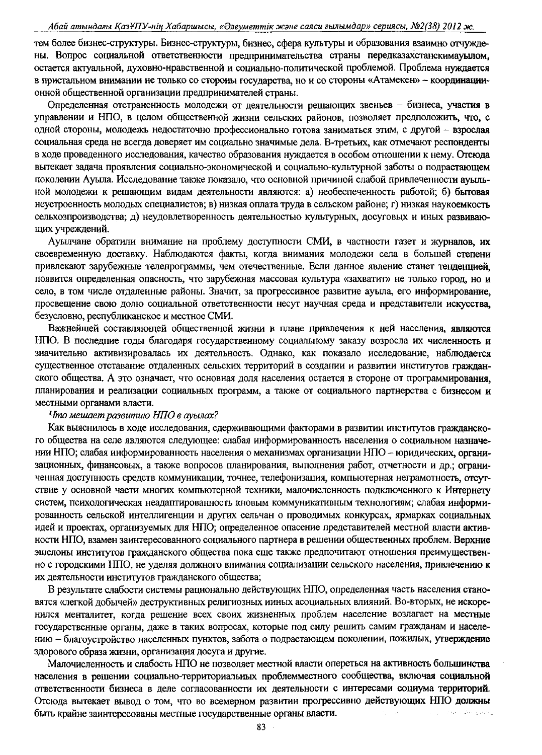тем более бизнес-структуры. Бизнес-структуры, бизнес, сфера культуры и образования взаимно отчуждены. Вопрос социальной ответственности предпринимательства страны передказахстанскимауылом, остается актуальной, духовно-нравственной и социально-политической проблемой. Проблема нуждается в пристальном внимании не только со стороны государства, но и со стороны «Атамекен» – координационной общественной организации предпринимателей страны.

Определенная отстраненность молодежи от деятельности решающих звеньев – бизнеса, участия в управлении и НПО, в целом общественной жизни сельских районов, позволяет предположить, что, с одной стороны, молодежь недостаточно профессионально готова заниматься этим, с другой – взрослая социальная среда не всегда доверяет им социально значимые дела. В-третьих, как отмечают респонденты в ходе проведенного исследования, качество образования нуждается в особом отношении к нему. Отсюда вытекает задача проявления социально-экономической и социально-культурной заботы о подрастающем поколении Ауыла. Исследование также показало, что основной причиной слабой привлеченности аульной молодежи к решающим видам деятельности являются: а) необеспеченность работой; б) бытовая неустроенность молодых специалистов; в) низкая оплата труда в сельском районе; г) низкая наукоемкость сельхозпроизводства; д) неудовлетворенность деятельностью культурных, досуговых и иных развивающих учреждений.

Ауылчане обратили внимание на проблему доступности СМИ, в частности газет и журналов, их своевременную доставку. Наблюдаются факты, когда внимания молодежи села в большей степени привлекают зарубежные телепрограммы, чем отечественные. Если данное явление станет тенденцией, появится определенная опасность, что зарубежная массовая культура «захватит» не только город, но и село, в том числе отдаленные районы. Значит, за прогрессивное развитие ауыла, его информирование, просвещение свою долю социальной ответственности несут научная среда и представители искусства, безусловно, республиканское и местное СМИ.

Важнейшей составляющей общественной жизни в плане привлечения к ней населения, являются НПО. В последние годы благодаря государственному социальному заказу возросла их численность и значительно активизировалась их деятельность. Однако, как показало исследование, наблюдается существенное отставание отдаленных сельских территорий в создании и развитии институтов гражданского общества. А это означает, что основная доля населения остается в стороне от программирования, планирования и реализации социальных программ, а также от социального партнерства с бизнесом и местными органами власти.

*Что мешает развитию НПО в ауылах?*

Как выяснилось в ходе исследования, сдерживающими факторами в развитии институтов гражданского общества на селе являются следующие: слабая информированность населения о социальном назначении НПО; слабая информированность населения о механизмах организации НПО – юридических, организационных, финансовых, а также вопросов планирования, выполнения работ, отчетности и др.; ограниченная доступность средств коммуникации, точнее, телефонизация, компьютерная неграмотность, отсутствие у основной части многих компьютерной техники, малочисленность подключенного к Интернету систем, психологическая неадаптированность кновым коммуникативным технологиям; слабая информированность сельской интеллигенции и других сельчан о проводимых конкурсах, ярмарках социальных идей и проектах, организуемых для НПО; определенное опасение представителей местной власти активности НПО, взамен заинтересованного социального партнера в решении общественных проблем. Верхние эшелоны институтов гражданского общества пока еще также предпочитают отношения преимущественно с городскими НПО, не уделяя должного внимания социализации сельского населения, привлечению к их деятельности институтов гражданского общества;

В результате слабости системы рационально действующих НПО, определенная часть населения становятся «легкой добычей» деструктивных религиозных иных асоциальных влияний. Во-вторых, не искоренился менталитет, когда решение всех своих жизненных проблем население возлагает на местные государственные органы, даже в таких вопросах, которые под силу решить самим гражданам и населению – благоустройство населенных пунктов, забота о подрастающем поколении, пожилых, утверждение здорового образа жизни, организация досуга и другие.

Малочисленность и слабость НПО не позволяет местной власти опереться на активность большинства населения в решении социально-территориальных проблемместного сообщества, включая социальной ответственности бизнеса в деле согласованности их деятельности с интересами социума территорий. Отсюда вытекает вывод о том, что во всемерном развитии прогрессивно действующих НПО должны быть крайне заинтересованы местные государственные органы власти.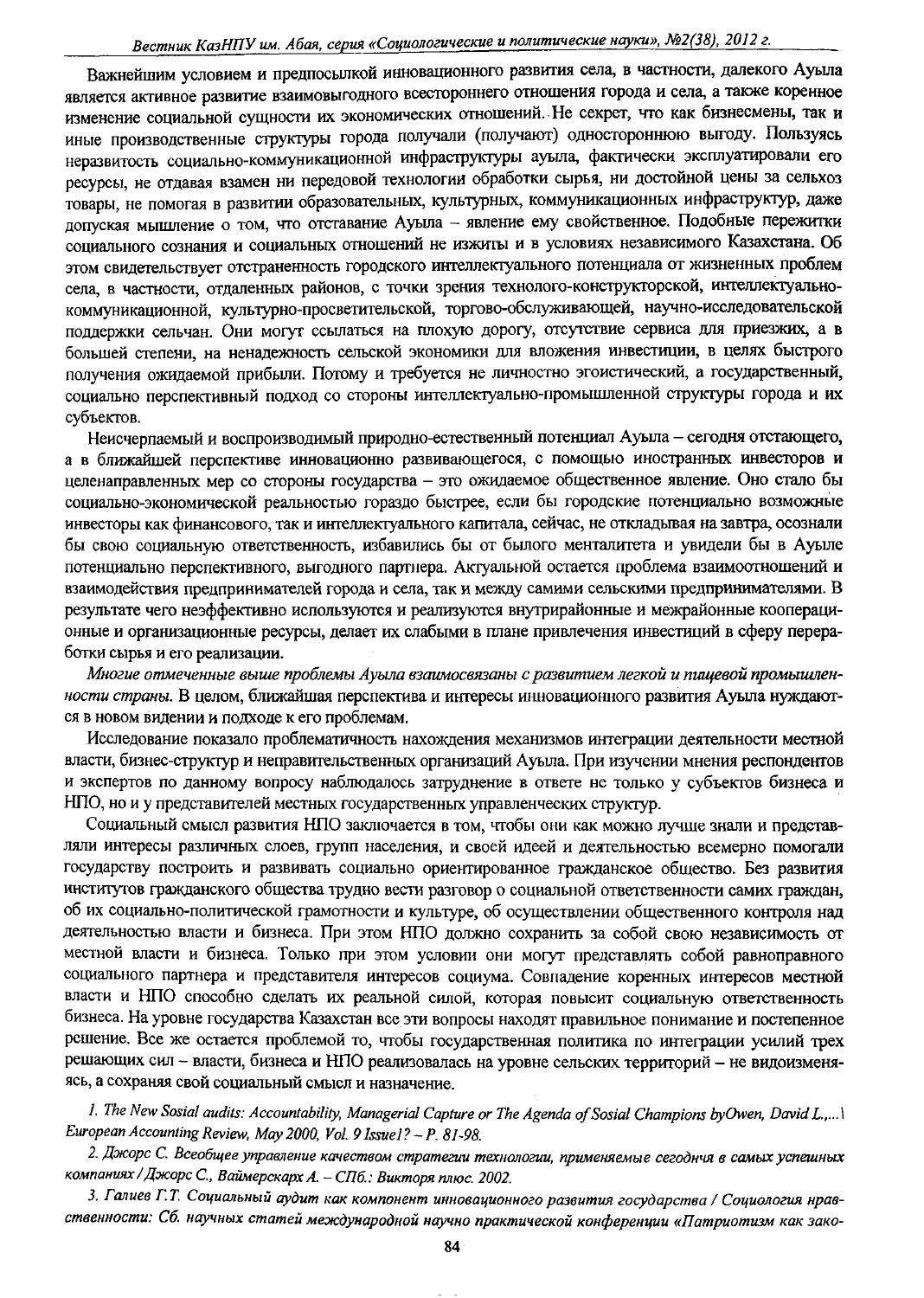Важнейшим условием и предпосылкой инновационного развития села, в частности, далекого Ауыла является активное развитие взаимовыгодного всестороннего отношения города и села, а также коренное изменение социальной сущности их экономических отношений. Не секрет, что как бизнесмены, так и иные производственные структуры города получали (получают) одностороннюю выгоду. Пользуясь неразвитостью социально-коммуникационной инфраструктуры ауыла, фактически эксплуатировали его ресурсы, не отдавая взамен ни передовой технологии обработки сырья, ни достойной цены за сельхоз товары, не помогая в развитии образовательных, культурных, коммуникационных инфраструктур, даже допуская мышление о том, что отставание Ауыла – явление ему свойственное. Подобные пережитки социального сознания и социальных отношений не изжиты и в условиях независимого Казахстана. Об этом свидетельствует отстраненность городского интеллектуального потенциала от жизненных проблем села, в частности, отдаленных районов, с точки зрения технолого-конструкторской, интеллектуально-коммуникационной, культурно-просветительской, торгово-обслуживающей, научно-исследовательской поддержки сельчан. Они могут ссылаться на плохую дорогу, отсутствие сервиса для приезжих, а в большей степени, на ненадежность сельской экономики для вложения инвестиции, в целях быстрого получения ожидаемой прибыли. Потому и требуется не личностно эгоистический, а государственный, социально перспективный подход со стороны интеллектуально-промышленной структуры города и их субъектов.

Неисчерпаемый и воспроизводимый природно-естественный потенциал Ауыла – сегодня отстающего, а в ближайшей перспективе инновационно развивающегося, с помощью иностранных инвесторов и целенаправленных мер со стороны государства – это ожидаемое общественное явление. Оно стало бы социально-экономической реальностью гораздо быстрее, если бы городские потенциально возможные инвесторы как финансового, так и интеллектуального капитала, сейчас, не откладывая на завтра, осознали бы свою социальную ответственность, избавились бы от былого менталитета и увидели бы в Ауыле потенциально перспективного, выгодного партнера. Актуальной остается проблема взаимоотношений и взаимодействия предпринимателей города и села, так и между самими сельскими предпринимателями. В результате чего неэффективно используются и реализуются внутрирайонные и межрайонные кооперационные и организационные ресурсы, делает их слабыми в плане привлечения инвестиций в сферу переработки сырья и его реализации.

*Многие отмеченные выше проблемы Ауыла взаимосвязаны с развитием легкой и пищевой промышленности страны.* В целом, ближайшая перспектива и интересы инновационного развития Ауыла нуждаются в новом видении и подходе к его проблемам.

Исследование показало проблематичность нахождения механизмов интеграции деятельности местной власти, бизнес-структур и неправительственных организаций Ауыла. При изучении мнения респондентов и экспертов по данному вопросу наблюдалось затруднение в ответе не только у субъектов бизнеса и НПО, но и у представителей местных государственных управленческих структур.

Социальный смысл развития НПО заключается в том, чтобы они как можно лучше знали и представляли интересы различных слоев, групп населения, и своей идеей и деятельностью всемерно помогали государству построить и развивать социально ориентированное гражданское общество. Без развития институтов гражданского общества трудно вести разговор о социальной ответственности самих граждан, об их социально-политической грамотности и культуре, об осуществлении общественного контроля над деятельностью власти и бизнеса. При этом НПО должно сохранить за собой свою независимость от местной власти и бизнеса. Только при этом условии они могут представлять собой равноправного социального партнера и представителя интересов социума. Совпадение коренных интересов местной власти и НПО способно сделать их реальной силой, которая повысит социальную ответственность бизнеса. На уровне государства Казахстан все эти вопросы находят правильное понимание и постепенное решение. Все же остается проблемой то, чтобы государственная политика по интеграции усилий трех решающих сил – власти, бизнеса и НПО реализовалась на уровне сельских территорий – не видоизменяясь, а сохраняя свой социальный смысл и назначение.

*1. The New Sosial audits: Accountability, Managerial Capture or The Agenda of Sosial Champions byOwen, David L.,...\ European Accounting Review, May 2000, Vol. 9 Issue1? – P. 81-98.*

*2. Джорс С. Всеобщее управление качеством стратегии технологии, применяемые сегоднчя в самых успешных компаниях / Джорс С., Ваймерскарх А. – СПб.: Викторя плюс. 2002.*

*3. Галиев Г.Т. Социальный аудит как компонент инновационного развития государства / Социология нравственности: Сб. научных статей международной научно практической конференции «Патриотизм как зако-*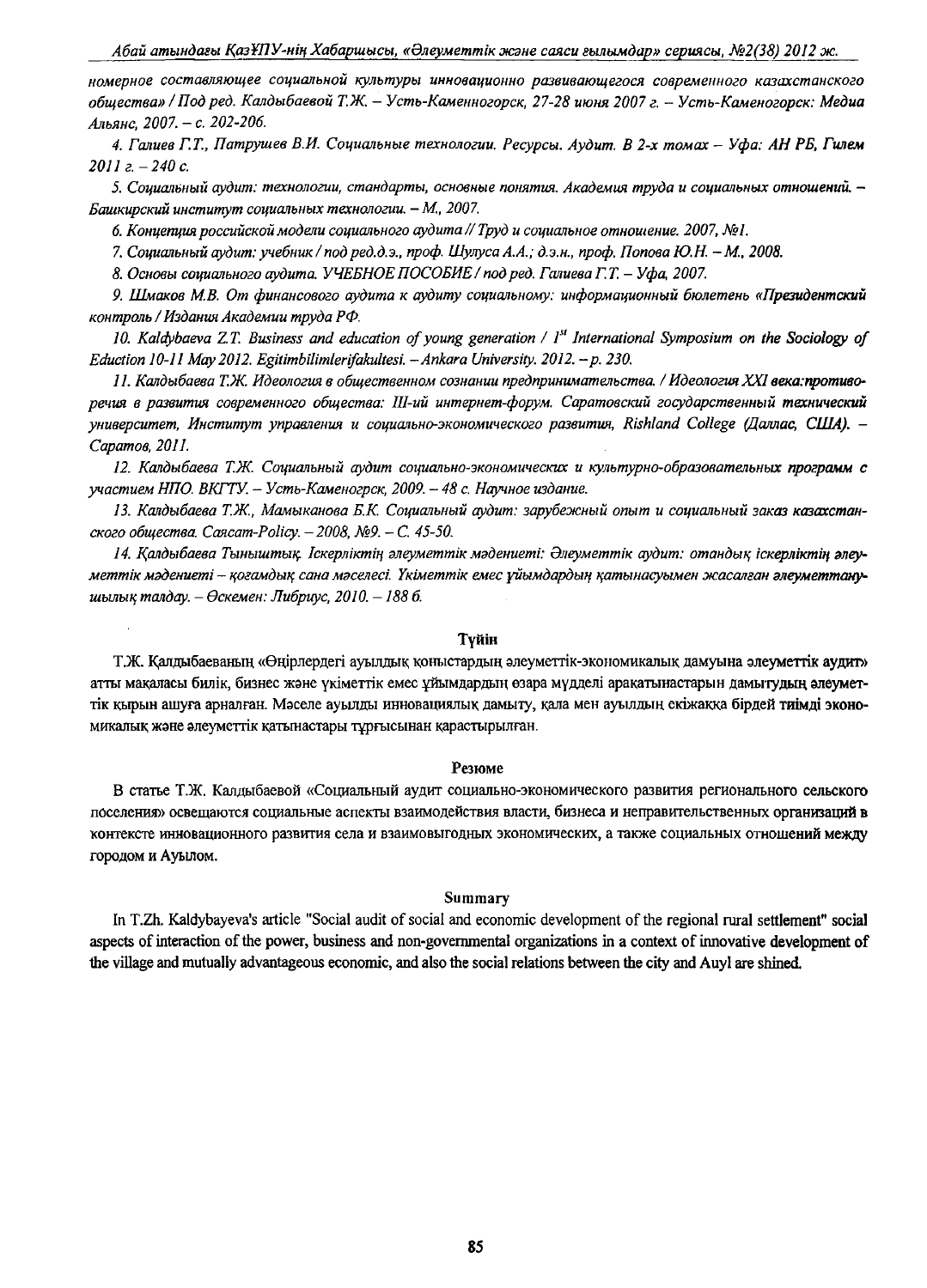*номерное составляющее социальной культуры инновационно развивающегося современного казахстанского общества» / Под ред. Калдыбаевой Т.Ж. – Усть-Каменногорск, 27-28 июня 2007 г. – Усть-Каменогорск: Медиа Альянс, 2007. – с. 202-206.*

*4. Галиев Г.Т., Патрушев В.И. Социальные технологии. Ресурсы. Аудит. В 2-х томах – Уфа: АН РБ, Гилем 2011 г. – 240 с.*

*5. Социальный аудит: технологии, стандарты, основные понятия. Академия труда и социальных отношений. – Башкирский институт социальных технологии. – М., 2007.*

*6. Концепция российской модели социального аудита // Труд и социальное отношение. 2007, №1.*

*7. Социальный аудит: учебник / под ред.д.э., проф. Шулуса А.А.; д.э.н., проф. Попова Ю.Н. – М., 2008.*

*8. Основы социального аудита. УЧЕБНОЕ ПОСОБИЕ / под ред. Галиева Г.Т. – Уфа, 2007.*

*9. Шмаков М.В. От финансового аудита к аудиту социальному: информационный бюлетень «Президентский контроль / Издания Академии труда РФ.*

*10. Kaldybaeva Z.T. Business and education of young generation / 1st International Symposium on the Sociology of Eduction 10-11 May 2012. Egitimbilimlerifakultesi. – Ankara University. 2012. – p. 230.*

*11. Калдыбаева Т.Ж. Идеология в общественном сознании предпринимательства. / Идеология XXI века:противоречия в развития современного общества: III-ий интернет-форум. Саратовский государственный технический университет, Институт управления и социально-экономического развития, Rishland College (Даллас, США). – Саратов, 2011.*

*12. Калдыбаева Т.Ж. Социальный аудит социально-экономических и культурно-образовательных программ с участием НПО. ВКГТУ. – Усть-Каменогрск, 2009. – 48 с. Научное издание.*

*13. Калдыбаева Т.Ж., Мамыканова Б.К. Социальный аудит: зарубежный опыт и социальный заказ казахстанского общества. Саясат-Policy. – 2008, №9. – С. 45-50.*

*14. Қалдыбаева Тыныштық. Іскерліктің әлеуметтік мәдениеті: Әлеуметтік аудит: отандық іскерліктің әлеуметтік мәдениеті – қоғамдық сана мәселесі. Үкіметтік емес ұйымдардың қатынасуымен жасалған әлеуметтанушылық талдау. – Өскемен: Либриус, 2010. – 188 б.*

### Түйін

Т.Ж. Қалдыбаеваның «Өңірлердегі ауылдық қоныстардың әлеуметтік-экономикалық дамуына әлеуметтік аудит» атты мақаласы билік, бизнес және үкіметтік емес ұйымдардың өзара мүдделі арақатынастарын дамытудың әлеуметтік қырын ашуға арналған. Мәселе ауылды инновациялық дамыту, қала мен ауылдың екіжаққа бірдей тиімді экономикалық және әлеуметтік қатынастары тұрғысынан қарастырылған.

### Резюме

В статье Т.Ж. Калдыбаевой «Социальный аудит социально-экономического развития регионального сельского поселения» освещаются социальные аспекты взаимодействия власти, бизнеса и неправительственных организаций в контексте инновационного развития села и взаимовыгодных экономических, а также социальных отношений между городом и Ауылом.

### Summary

In T.Zh. Kaldybayeva's article "Social audit of social and economic development of the regional rural settlement" social aspects of interaction of the power, business and non-governmental organizations in a context of innovative development of the village and mutually advantageous economic, and also the social relations between the city and Auyl are shined.